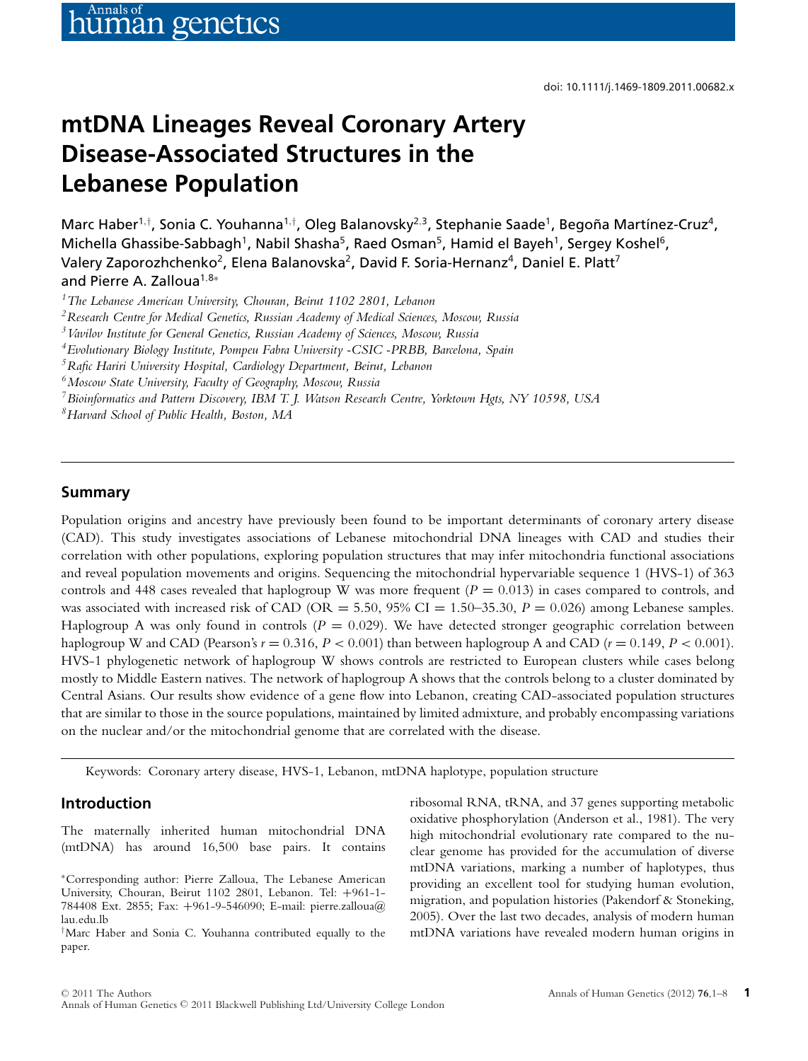doi: 10.1111/j.1469-1809.2011.00682.x

# mtDNA Lineages Reveal Coronary Artery Disease-Associated Structures in the Lebanese Population

Marc Haber[1,†], Sonia C. Youhanna[1,†], Oleg Balanovsky[2,3], Stephanie Saade[1], Begoña Martínez-Cruz[4], Michella Ghassibe-Sabbagh[1], Nabil Shasha[5], Raed Osman[5], Hamid el Bayeh[1], Sergey Koshel[6], Valery Zaporozhchenko[2], Elena Balanovska[2], David F. Soria-Hernanz[4], Daniel E. Platt[7] and Pierre A. Zalloua[1,8]*

[1] *The Lebanese American University, Chouran, Beirut 1102 2801, Lebanon*
[2] *Research Centre for Medical Genetics, Russian Academy of Medical Sciences, Moscow, Russia*
[3] *Vavilov Institute for General Genetics, Russian Academy of Sciences, Moscow, Russia*
[4] *Evolutionary Biology Institute, Pompeu Fabra University -CSIC -PRBB, Barcelona, Spain*
[5] *Rafic Hariri University Hospital, Cardiology Department, Beirut, Lebanon*
[6] *Moscow State University, Faculty of Geography, Moscow, Russia*
[7] *Bioinformatics and Pattern Discovery, IBM T. J. Watson Research Centre, Yorktown Hgts, NY 10598, USA*
[8] *Harvard School of Public Health, Boston, MA*

## Summary

Population origins and ancestry have previously been found to be important determinants of coronary artery disease (CAD). This study investigates associations of Lebanese mitochondrial DNA lineages with CAD and studies their correlation with other populations, exploring population structures that may infer mitochondria functional associations and reveal population movements and origins. Sequencing the mitochondrial hypervariable sequence 1 (HVS-1) of 363 controls and 448 cases revealed that haplogroup W was more frequent ($P = 0.013$) in cases compared to controls, and was associated with increased risk of CAD (OR = 5.50, 95% CI = 1.50–35.30, $P = 0.026$) among Lebanese samples. Haplogroup A was only found in controls ($P = 0.029$). We have detected stronger geographic correlation between haplogroup W and CAD (Pearson's $r = 0.316$, $P < 0.001$) than between haplogroup A and CAD ($r = 0.149$, $P < 0.001$). HVS-1 phylogenetic network of haplogroup W shows controls are restricted to European clusters while cases belong mostly to Middle Eastern natives. The network of haplogroup A shows that the controls belong to a cluster dominated by Central Asians. Our results show evidence of a gene flow into Lebanon, creating CAD-associated population structures that are similar to those in the source populations, maintained by limited admixture, and probably encompassing variations on the nuclear and/or the mitochondrial genome that are correlated with the disease.

Keywords: Coronary artery disease, HVS-1, Lebanon, mtDNA haplotype, population structure

## Introduction

The maternally inherited human mitochondrial DNA (mtDNA) has around 16,500 base pairs. It contains ribosomal RNA, tRNA, and 37 genes supporting metabolic oxidative phosphorylation (Anderson et al., 1981). The very high mitochondrial evolutionary rate compared to the nuclear genome has provided for the accumulation of diverse mtDNA variations, marking a number of haplotypes, thus providing an excellent tool for studying human evolution, migration, and population histories (Pakendorf & Stoneking, 2005). Over the last two decades, analysis of modern human mtDNA variations have revealed modern human origins in

*Corresponding author: Pierre Zalloua, The Lebanese American University, Chouran, Beirut 1102 2801, Lebanon. Tel: +961-1-784408 Ext. 2855; Fax: +961-9-546090; E-mail: pierre.zalloua@lau.edu.lb

†Marc Haber and Sonia C. Youhanna contributed equally to the paper.

© 2011 The Authors
Annals of Human Genetics © 2011 Blackwell Publishing Ltd/University College London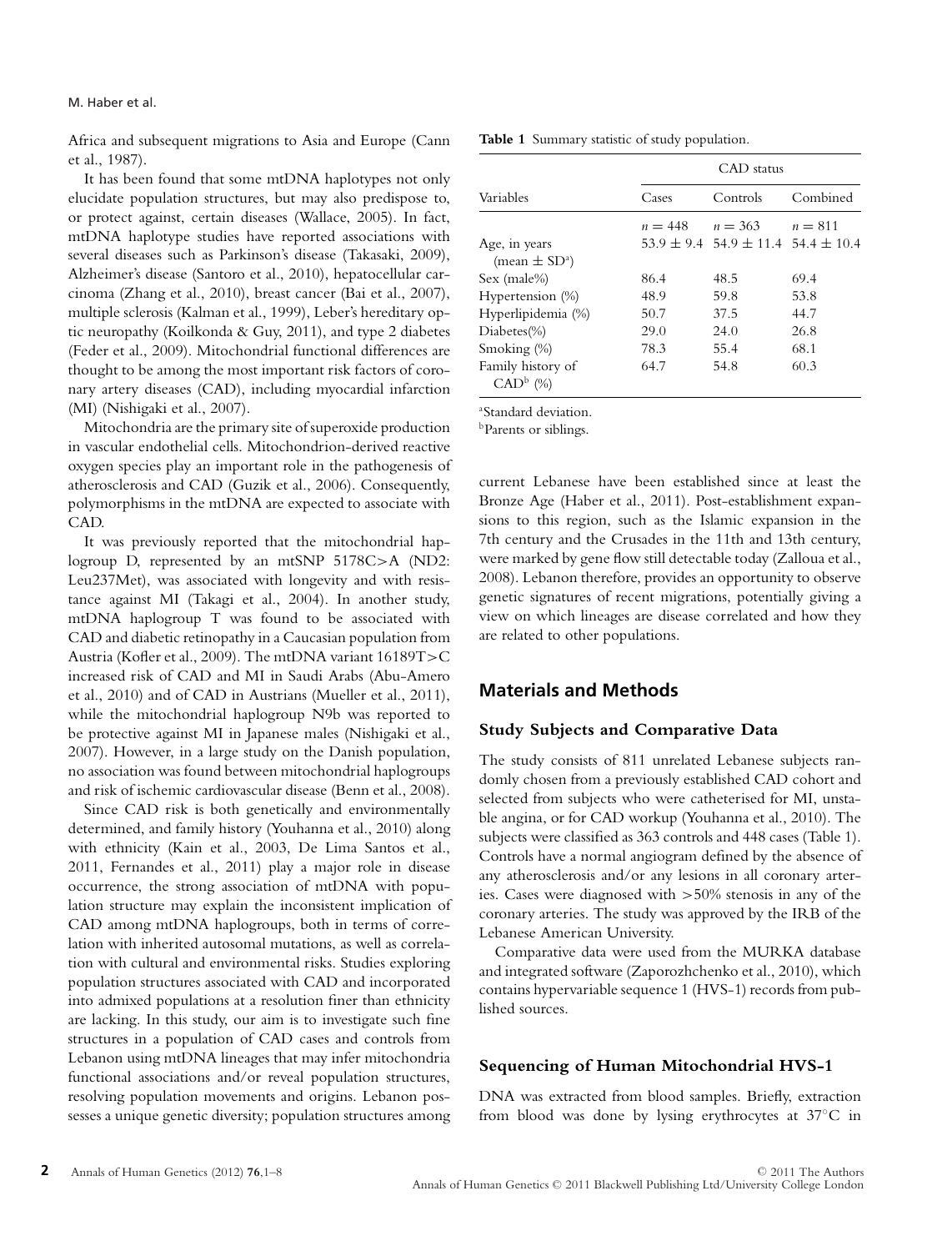Africa and subsequent migrations to Asia and Europe (Cann et al., 1987).

It has been found that some mtDNA haplotypes not only elucidate population structures, but may also predispose to, or protect against, certain diseases (Wallace, 2005). In fact, mtDNA haplotype studies have reported associations with several diseases such as Parkinson's disease (Takasaki, 2009), Alzheimer's disease (Santoro et al., 2010), hepatocellular carcinoma (Zhang et al., 2010), breast cancer (Bai et al., 2007), multiple sclerosis (Kalman et al., 1999), Leber's hereditary optic neuropathy (Koilkonda & Guy, 2011), and type 2 diabetes (Feder et al., 2009). Mitochondrial functional differences are thought to be among the most important risk factors of coronary artery diseases (CAD), including myocardial infarction (MI) (Nishigaki et al., 2007).

Mitochondria are the primary site of superoxide production in vascular endothelial cells. Mitochondrion-derived reactive oxygen species play an important role in the pathogenesis of atherosclerosis and CAD (Guzik et al., 2006). Consequently, polymorphisms in the mtDNA are expected to associate with CAD.

It was previously reported that the mitochondrial haplogroup D, represented by an mtSNP 5178C>A (ND2: Leu237Met), was associated with longevity and with resistance against MI (Takagi et al., 2004). In another study, mtDNA haplogroup T was found to be associated with CAD and diabetic retinopathy in a Caucasian population from Austria (Kofler et al., 2009). The mtDNA variant 16189T>C increased risk of CAD and MI in Saudi Arabs (Abu-Amero et al., 2010) and of CAD in Austrians (Mueller et al., 2011), while the mitochondrial haplogroup N9b was reported to be protective against MI in Japanese males (Nishigaki et al., 2007). However, in a large study on the Danish population, no association was found between mitochondrial haplogroups and risk of ischemic cardiovascular disease (Benn et al., 2008).

Since CAD risk is both genetically and environmentally determined, and family history (Youhanna et al., 2010) along with ethnicity (Kain et al., 2003, De Lima Santos et al., 2011, Fernandes et al., 2011) play a major role in disease occurrence, the strong association of mtDNA with population structure may explain the inconsistent implication of CAD among mtDNA haplogroups, both in terms of correlation with inherited autosomal mutations, as well as correlation with cultural and environmental risks. Studies exploring population structures associated with CAD and incorporated into admixed populations at a resolution finer than ethnicity are lacking. In this study, our aim is to investigate such fine structures in a population of CAD cases and controls from Lebanon using mtDNA lineages that may infer mitochondria functional associations and/or reveal population structures, resolving population movements and origins. Lebanon possesses a unique genetic diversity; population structures among current Lebanese have been established since at least the Bronze Age (Haber et al., 2011). Post-establishment expansions to this region, such as the Islamic expansion in the 7th century and the Crusades in the 11th and 13th century, were marked by gene flow still detectable today (Zalloua et al., 2008). Lebanon therefore, provides an opportunity to observe genetic signatures of recent migrations, potentially giving a view on which lineages are disease correlated and how they are related to other populations.

**Table 1** Summary statistic of study population.

| Variables | CAD status | | |
|---|---|---|---|
| | Cases | Controls | Combined |
| | $n = 448$ | $n = 363$ | $n = 811$ |
| Age, in years (mean ± SD[a]) | 53.9 ± 9.4 | 54.9 ± 11.4 | 54.4 ± 10.4 |
| Sex (male%) | 86.4 | 48.5 | 69.4 |
| Hypertension (%) | 48.9 | 59.8 | 53.8 |
| Hyperlipidemia (%) | 50.7 | 37.5 | 44.7 |
| Diabetes(%) | 29.0 | 24.0 | 26.8 |
| Smoking (%) | 78.3 | 55.4 | 68.1 |
| Family history of CAD[b] (%) | 64.7 | 54.8 | 60.3 |

[a]Standard deviation.
[b]Parents or siblings.

## Materials and Methods

### Study Subjects and Comparative Data

The study consists of 811 unrelated Lebanese subjects randomly chosen from a previously established CAD cohort and selected from subjects who were catheterised for MI, unstable angina, or for CAD workup (Youhanna et al., 2010). The subjects were classified as 363 controls and 448 cases (Table 1). Controls have a normal angiogram defined by the absence of any atherosclerosis and/or any lesions in all coronary arteries. Cases were diagnosed with >50% stenosis in any of the coronary arteries. The study was approved by the IRB of the Lebanese American University.

Comparative data were used from the MURKA database and integrated software (Zaporozhchenko et al., 2010), which contains hypervariable sequence 1 (HVS-1) records from published sources.

### Sequencing of Human Mitochondrial HVS-1

DNA was extracted from blood samples. Briefly, extraction from blood was done by lysing erythrocytes at 37°C in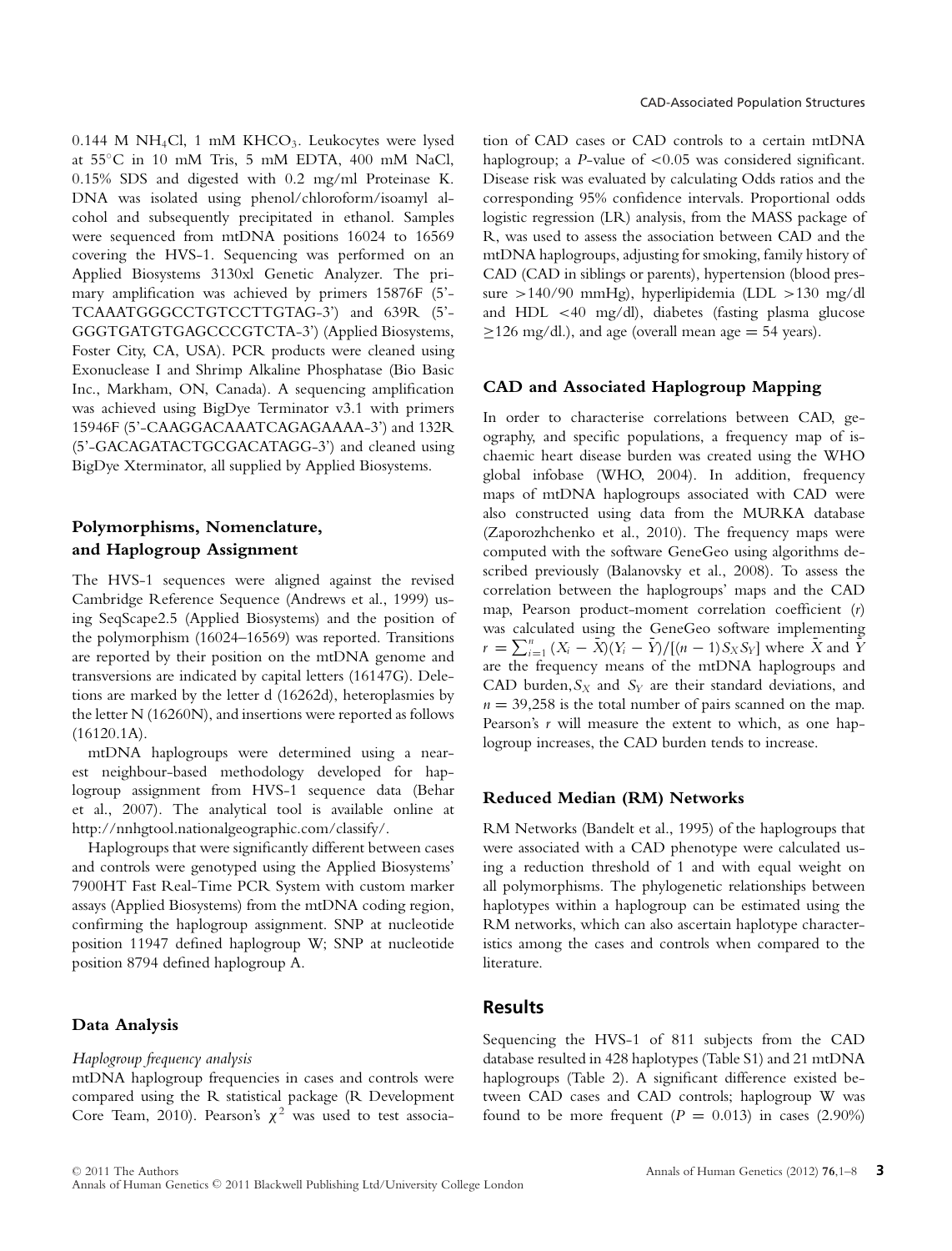0.144 M $NH_4Cl$, 1 mM $KHCO_3$. Leukocytes were lysed at 55°C in 10 mM Tris, 5 mM EDTA, 400 mM NaCl, 0.15% SDS and digested with 0.2 mg/ml Proteinase K. DNA was isolated using phenol/chloroform/isoamyl alcohol and subsequently precipitated in ethanol. Samples were sequenced from mtDNA positions 16024 to 16569 covering the HVS-1. Sequencing was performed on an Applied Biosystems 3130xl Genetic Analyzer. The primary amplification was achieved by primers 15876F (5'-TCAAATGGGCCTGTCCTTGTAG-3') and 639R (5'-GGGTGATGTGAGCCCGTCTA-3') (Applied Biosystems, Foster City, CA, USA). PCR products were cleaned using Exonuclease I and Shrimp Alkaline Phosphatase (Bio Basic Inc., Markham, ON, Canada). A sequencing amplification was achieved using BigDye Terminator v3.1 with primers 15946F (5'-CAAGGACAAATCAGAGAAAA-3') and 132R (5'-GACAGATACTGCGACATAGG-3') and cleaned using BigDye Xterminator, all supplied by Applied Biosystems.

### Polymorphisms, Nomenclature, and Haplogroup Assignment

The HVS-1 sequences were aligned against the revised Cambridge Reference Sequence (Andrews et al., 1999) using SeqScape2.5 (Applied Biosystems) and the position of the polymorphism (16024–16569) was reported. Transitions are reported by their position on the mtDNA genome and transversions are indicated by capital letters (16147G). Deletions are marked by the letter d (16262d), heteroplasmies by the letter N (16260N), and insertions were reported as follows (16120.1A).

mtDNA haplogroups were determined using a nearest neighbour-based methodology developed for haplogroup assignment from HVS-1 sequence data (Behar et al., 2007). The analytical tool is available online at http://nnhgtool.nationalgeographic.com/classify/.

Haplogroups that were significantly different between cases and controls were genotyped using the Applied Biosystems' 7900HT Fast Real-Time PCR System with custom marker assays (Applied Biosystems) from the mtDNA coding region, confirming the haplogroup assignment. SNP at nucleotide position 11947 defined haplogroup W; SNP at nucleotide position 8794 defined haplogroup A.

### Data Analysis

*Haplogroup frequency analysis*

mtDNA haplogroup frequencies in cases and controls were compared using the R statistical package (R Development Core Team, 2010). Pearson's $\chi^2$ was used to test association of CAD cases or CAD controls to a certain mtDNA haplogroup; a $P$-value of $<0.05$ was considered significant. Disease risk was evaluated by calculating Odds ratios and the corresponding 95% confidence intervals. Proportional odds logistic regression (LR) analysis, from the MASS package of R, was used to assess the association between CAD and the mtDNA haplogroups, adjusting for smoking, family history of CAD (CAD in siblings or parents), hypertension (blood pressure >140/90 mmHg), hyperlipidemia (LDL >130 mg/dl and HDL <40 mg/dl), diabetes (fasting plasma glucose ≥126 mg/dl.), and age (overall mean age = 54 years).

### CAD and Associated Haplogroup Mapping

In order to characterise correlations between CAD, geography, and specific populations, a frequency map of ischaemic heart disease burden was created using the WHO global infobase (WHO, 2004). In addition, frequency maps of mtDNA haplogroups associated with CAD were also constructed using data from the MURKA database (Zaporozhchenko et al., 2010). The frequency maps were computed with the software GeneGeo using algorithms described previously (Balanovsky et al., 2008). To assess the correlation between the haplogroups' maps and the CAD map, Pearson product-moment correlation coefficient ($r$) was calculated using the GeneGeo software implementing $r = \sum_{i=1}^{n} (X_i - \bar{X})(Y_i - \bar{Y})/[(n-1)S_X S_Y]$ where $\bar{X}$ and $\bar{Y}$ are the frequency means of the mtDNA haplogroups and CAD burden, $S_X$ and $S_Y$ are their standard deviations, and $n = 39{,}258$ is the total number of pairs scanned on the map. Pearson's $r$ will measure the extent to which, as one haplogroup increases, the CAD burden tends to increase.

### Reduced Median (RM) Networks

RM Networks (Bandelt et al., 1995) of the haplogroups that were associated with a CAD phenotype were calculated using a reduction threshold of 1 and with equal weight on all polymorphisms. The phylogenetic relationships between haplotypes within a haplogroup can be estimated using the RM networks, which can also ascertain haplotype characteristics among the cases and controls when compared to the literature.

## Results

Sequencing the HVS-1 of 811 subjects from the CAD database resulted in 428 haplotypes (Table S1) and 21 mtDNA haplogroups (Table 2). A significant difference existed between CAD cases and CAD controls; haplogroup W was found to be more frequent ($P = 0.013$) in cases (2.90%)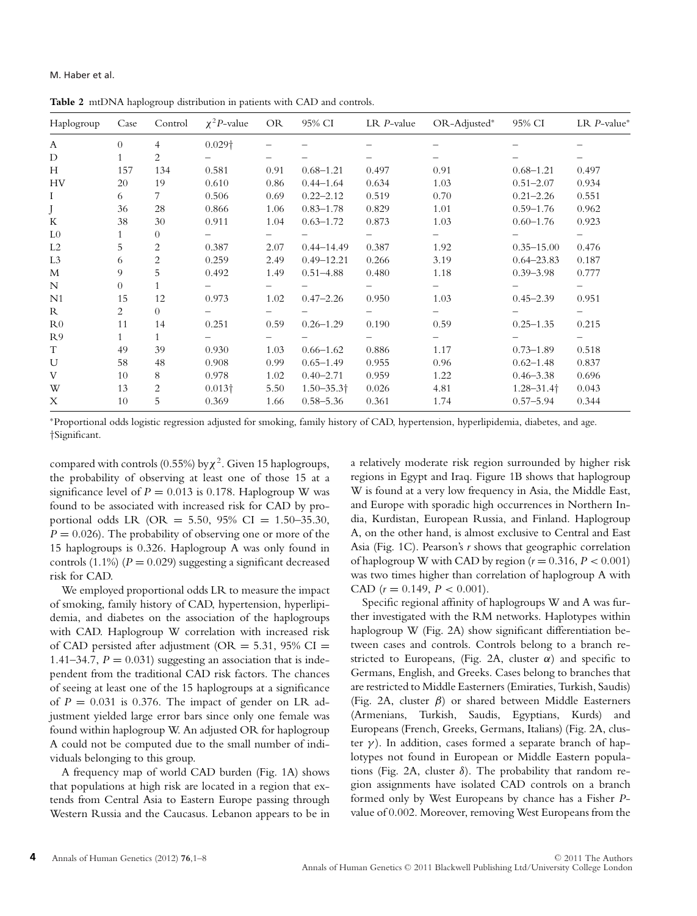**Table 2** mtDNA haplogroup distribution in patients with CAD and controls.

| Haplogroup | Case | Control | $\chi^2 P$-value | OR | 95% CI | LR $P$-value | OR-Adjusted* | 95% CI | LR $P$-value* |
|---|---|---|---|---|---|---|---|---|---|
| A | 0 | 4 | 0.029† | – | – | – | – | – | – |
| D | 1 | 2 | – | – | – | – | – | – | – |
| H | 157 | 134 | 0.581 | 0.91 | 0.68–1.21 | 0.497 | 0.91 | 0.68–1.21 | 0.497 |
| HV | 20 | 19 | 0.610 | 0.86 | 0.44–1.64 | 0.634 | 1.03 | 0.51–2.07 | 0.934 |
| I | 6 | 7 | 0.506 | 0.69 | 0.22–2.12 | 0.519 | 0.70 | 0.21–2.26 | 0.551 |
| J | 36 | 28 | 0.866 | 1.06 | 0.83–1.78 | 0.829 | 1.01 | 0.59–1.76 | 0.962 |
| K | 38 | 30 | 0.911 | 1.04 | 0.63–1.72 | 0.873 | 1.03 | 0.60–1.76 | 0.923 |
| L0 | 1 | 0 | – | – | – | – | – | – | – |
| L2 | 5 | 2 | 0.387 | 2.07 | 0.44–14.49 | 0.387 | 1.92 | 0.35–15.00 | 0.476 |
| L3 | 6 | 2 | 0.259 | 2.49 | 0.49–12.21 | 0.266 | 3.19 | 0.64–23.83 | 0.187 |
| M | 9 | 5 | 0.492 | 1.49 | 0.51–4.88 | 0.480 | 1.18 | 0.39–3.98 | 0.777 |
| N | 0 | 1 | – | – | – | – | – | – | – |
| N1 | 15 | 12 | 0.973 | 1.02 | 0.47–2.26 | 0.950 | 1.03 | 0.45–2.39 | 0.951 |
| R | 2 | 0 | – | – | – | – | – | – | – |
| R0 | 11 | 14 | 0.251 | 0.59 | 0.26–1.29 | 0.190 | 0.59 | 0.25–1.35 | 0.215 |
| R9 | 1 | 1 | – | – | – | – | – | – | – |
| T | 49 | 39 | 0.930 | 1.03 | 0.66–1.62 | 0.886 | 1.17 | 0.73–1.89 | 0.518 |
| U | 58 | 48 | 0.908 | 0.99 | 0.65–1.49 | 0.955 | 0.96 | 0.62–1.48 | 0.837 |
| V | 10 | 8 | 0.978 | 1.02 | 0.40–2.71 | 0.959 | 1.22 | 0.46–3.38 | 0.696 |
| W | 13 | 2 | 0.013† | 5.50 | 1.50–35.3† | 0.026 | 4.81 | 1.28–31.4† | 0.043 |
| X | 10 | 5 | 0.369 | 1.66 | 0.58–5.36 | 0.361 | 1.74 | 0.57–5.94 | 0.344 |

*Proportional odds logistic regression adjusted for smoking, family history of CAD, hypertension, hyperlipidemia, diabetes, and age.
†Significant.

compared with controls (0.55%) by $\chi^2$. Given 15 haplogroups, the probability of observing at least one of those 15 at a significance level of $P = 0.013$ is 0.178. Haplogroup W was found to be associated with increased risk for CAD by proportional odds LR (OR = 5.50, 95% CI = 1.50–35.30, $P = 0.026$). The probability of observing one or more of the 15 haplogroups is 0.326. Haplogroup A was only found in controls (1.1%) ($P = 0.029$) suggesting a significant decreased risk for CAD.

We employed proportional odds LR to measure the impact of smoking, family history of CAD, hypertension, hyperlipidemia, and diabetes on the association of the haplogroups with CAD. Haplogroup W correlation with increased risk of CAD persisted after adjustment (OR = 5.31, 95% CI = 1.41–34.7, $P = 0.031$) suggesting an association that is independent from the traditional CAD risk factors. The chances of seeing at least one of the 15 haplogroups at a significance of $P = 0.031$ is 0.376. The impact of gender on LR adjustment yielded large error bars since only one female was found within haplogroup W. An adjusted OR for haplogroup A could not be computed due to the small number of individuals belonging to this group.

A frequency map of world CAD burden (Fig. 1A) shows that populations at high risk are located in a region that extends from Central Asia to Eastern Europe passing through Western Russia and the Caucasus. Lebanon appears to be in a relatively moderate risk region surrounded by higher risk regions in Egypt and Iraq. Figure 1B shows that haplogroup W is found at a very low frequency in Asia, the Middle East, and Europe with sporadic high occurrences in Northern India, Kurdistan, European Russia, and Finland. Haplogroup A, on the other hand, is almost exclusive to Central and East Asia (Fig. 1C). Pearson's $r$ shows that geographic correlation of haplogroup W with CAD by region ($r = 0.316$, $P < 0.001$) was two times higher than correlation of haplogroup A with CAD ($r = 0.149$, $P < 0.001$).

Specific regional affinity of haplogroups W and A was further investigated with the RM networks. Haplotypes within haplogroup W (Fig. 2A) show significant differentiation between cases and controls. Controls belong to a branch restricted to Europeans, (Fig. 2A, cluster $\alpha$) and specific to Germans, English, and Greeks. Cases belong to branches that are restricted to Middle Easterners (Emiraties, Turkish, Saudis) (Fig. 2A, cluster $\beta$) or shared between Middle Easterners (Armenians, Turkish, Saudis, Egyptians, Kurds) and Europeans (French, Greeks, Germans, Italians) (Fig. 2A, cluster $\gamma$). In addition, cases formed a separate branch of haplotypes not found in European or Middle Eastern populations (Fig. 2A, cluster $\delta$). The probability that random region assignments have isolated CAD controls on a branch formed only by West Europeans by chance has a Fisher $P$-value of 0.002. Moreover, removing West Europeans from the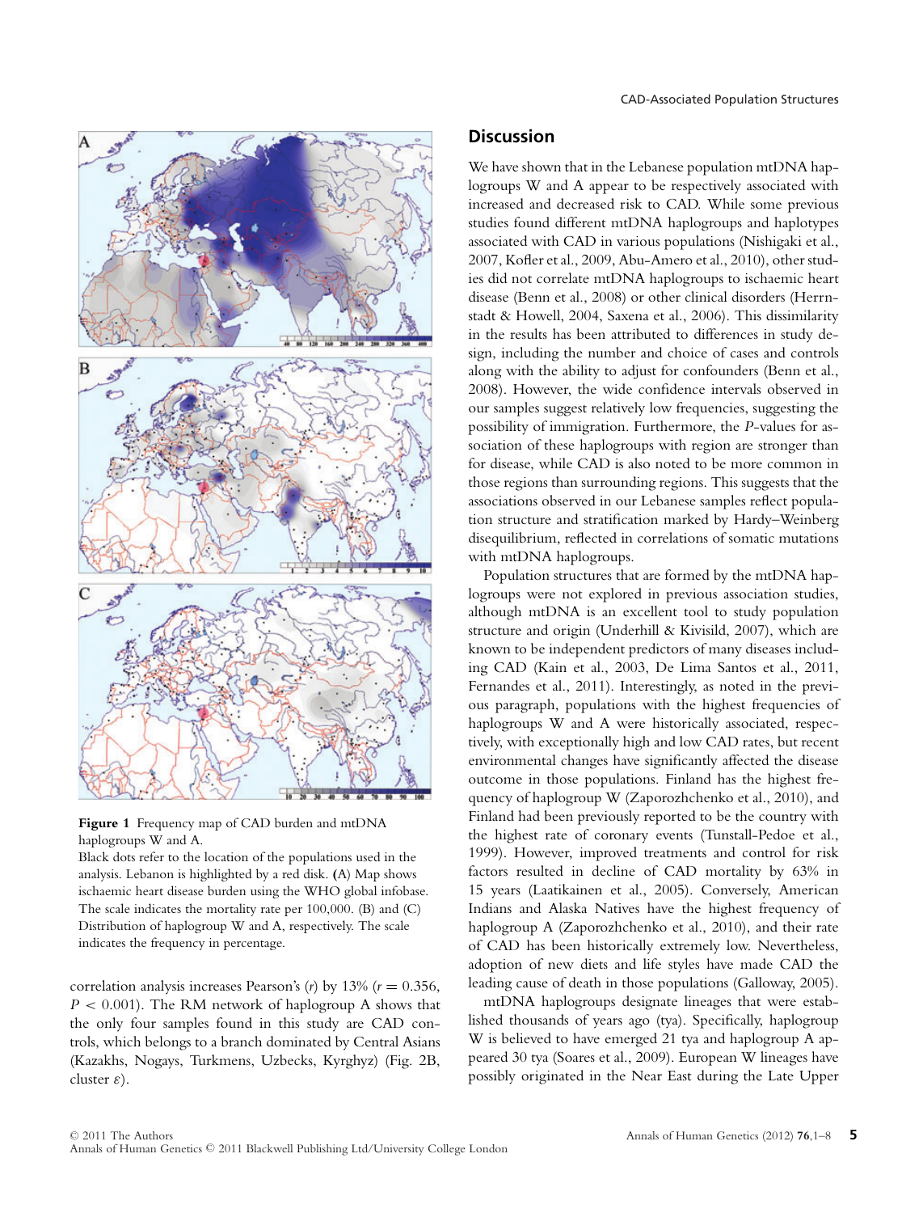**Figure 1** Frequency map of CAD burden and mtDNA haplogroups W and A.
Black dots refer to the location of the populations used in the analysis. Lebanon is highlighted by a red disk. **(**A) Map shows ischaemic heart disease burden using the WHO global infobase. The scale indicates the mortality rate per 100,000. (B) and (C) Distribution of haplogroup W and A, respectively. The scale indicates the frequency in percentage.

correlation analysis increases Pearson's ($r$) by 13% ($r = 0.356$, $P < 0.001$). The RM network of haplogroup A shows that the only four samples found in this study are CAD controls, which belongs to a branch dominated by Central Asians (Kazakhs, Nogays, Turkmens, Uzbecks, Kyrghyz) (Fig. 2B, cluster $\varepsilon$).

## Discussion

We have shown that in the Lebanese population mtDNA haplogroups W and A appear to be respectively associated with increased and decreased risk to CAD. While some previous studies found different mtDNA haplogroups and haplotypes associated with CAD in various populations (Nishigaki et al., 2007, Kofler et al., 2009, Abu-Amero et al., 2010), other studies did not correlate mtDNA haplogroups to ischaemic heart disease (Benn et al., 2008) or other clinical disorders (Herrnstadt & Howell, 2004, Saxena et al., 2006). This dissimilarity in the results has been attributed to differences in study design, including the number and choice of cases and controls along with the ability to adjust for confounders (Benn et al., 2008). However, the wide confidence intervals observed in our samples suggest relatively low frequencies, suggesting the possibility of immigration. Furthermore, the $P$-values for association of these haplogroups with region are stronger than for disease, while CAD is also noted to be more common in those regions than surrounding regions. This suggests that the associations observed in our Lebanese samples reflect population structure and stratification marked by Hardy–Weinberg disequilibrium, reflected in correlations of somatic mutations with mtDNA haplogroups.

Population structures that are formed by the mtDNA haplogroups were not explored in previous association studies, although mtDNA is an excellent tool to study population structure and origin (Underhill & Kivisild, 2007), which are known to be independent predictors of many diseases including CAD (Kain et al., 2003, De Lima Santos et al., 2011, Fernandes et al., 2011). Interestingly, as noted in the previous paragraph, populations with the highest frequencies of haplogroups W and A were historically associated, respectively, with exceptionally high and low CAD rates, but recent environmental changes have significantly affected the disease outcome in those populations. Finland has the highest frequency of haplogroup W (Zaporozhchenko et al., 2010), and Finland had been previously reported to be the country with the highest rate of coronary events (Tunstall-Pedoe et al., 1999). However, improved treatments and control for risk factors resulted in decline of CAD mortality by 63% in 15 years (Laatikainen et al., 2005). Conversely, American Indians and Alaska Natives have the highest frequency of haplogroup A (Zaporozhchenko et al., 2010), and their rate of CAD has been historically extremely low. Nevertheless, adoption of new diets and life styles have made CAD the leading cause of death in those populations (Galloway, 2005).

mtDNA haplogroups designate lineages that were established thousands of years ago (tya). Specifically, haplogroup W is believed to have emerged 21 tya and haplogroup A appeared 30 tya (Soares et al., 2009). European W lineages have possibly originated in the Near East during the Late Upper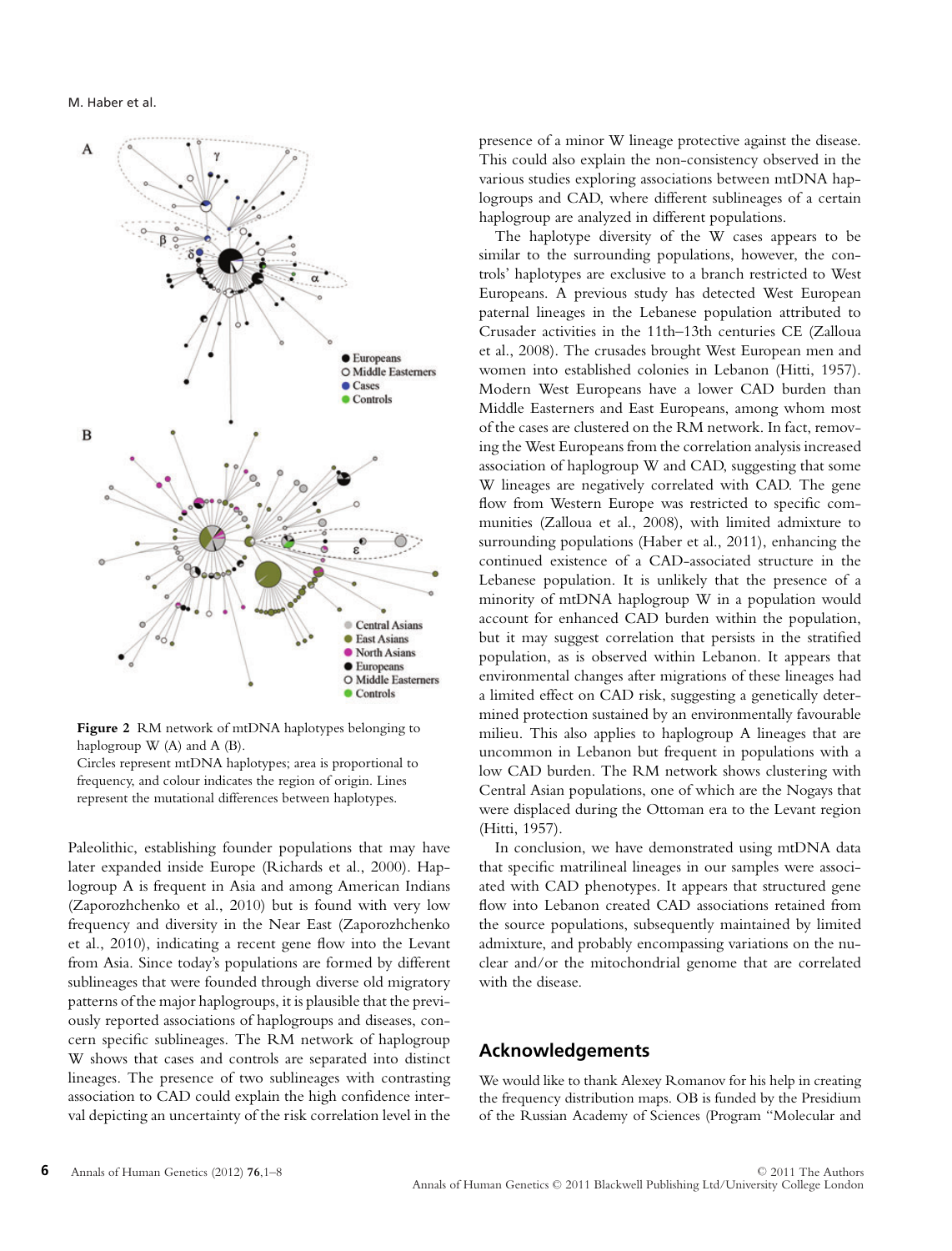A

γ

β

δ

α

● Europeans
○ Middle Easterners
● Cases
● Controls

B

ε

● Central Asians
● East Asians
● North Asians
● Europeans
○ Middle Easterners
● Controls

**Figure 2** RM network of mtDNA haplotypes belonging to haplogroup W (A) and A (B).
Circles represent mtDNA haplotypes; area is proportional to frequency, and colour indicates the region of origin. Lines represent the mutational differences between haplotypes.

Paleolithic, establishing founder populations that may have later expanded inside Europe (Richards et al., 2000). Haplogroup A is frequent in Asia and among American Indians (Zaporozhchenko et al., 2010) but is found with very low frequency and diversity in the Near East (Zaporozhchenko et al., 2010), indicating a recent gene flow into the Levant from Asia. Since today's populations are formed by different sublineages that were founded through diverse old migratory patterns of the major haplogroups, it is plausible that the previously reported associations of haplogroups and diseases, concern specific sublineages. The RM network of haplogroup W shows that cases and controls are separated into distinct lineages. The presence of two sublineages with contrasting association to CAD could explain the high confidence interval depicting an uncertainty of the risk correlation level in the presence of a minor W lineage protective against the disease. This could also explain the non-consistency observed in the various studies exploring associations between mtDNA haplogroups and CAD, where different sublineages of a certain haplogroup are analyzed in different populations.

The haplotype diversity of the W cases appears to be similar to the surrounding populations, however, the controls' haplotypes are exclusive to a branch restricted to West Europeans. A previous study has detected West European paternal lineages in the Lebanese population attributed to Crusader activities in the 11th–13th centuries CE (Zalloua et al., 2008). The crusades brought West European men and women into established colonies in Lebanon (Hitti, 1957). Modern West Europeans have a lower CAD burden than Middle Easterners and East Europeans, among whom most of the cases are clustered on the RM network. In fact, removing the West Europeans from the correlation analysis increased association of haplogroup W and CAD, suggesting that some W lineages are negatively correlated with CAD. The gene flow from Western Europe was restricted to specific communities (Zalloua et al., 2008), with limited admixture to surrounding populations (Haber et al., 2011), enhancing the continued existence of a CAD-associated structure in the Lebanese population. It is unlikely that the presence of a minority of mtDNA haplogroup W in a population would account for enhanced CAD burden within the population, but it may suggest correlation that persists in the stratified population, as is observed within Lebanon. It appears that environmental changes after migrations of these lineages had a limited effect on CAD risk, suggesting a genetically determined protection sustained by an environmentally favourable milieu. This also applies to haplogroup A lineages that are uncommon in Lebanon but frequent in populations with a low CAD burden. The RM network shows clustering with Central Asian populations, one of which are the Nogays that were displaced during the Ottoman era to the Levant region (Hitti, 1957).

In conclusion, we have demonstrated using mtDNA data that specific matrilineal lineages in our samples were associated with CAD phenotypes. It appears that structured gene flow into Lebanon created CAD associations retained from the source populations, subsequently maintained by limited admixture, and probably encompassing variations on the nuclear and/or the mitochondrial genome that are correlated with the disease.

## Acknowledgements

We would like to thank Alexey Romanov for his help in creating the frequency distribution maps. OB is funded by the Presidium of the Russian Academy of Sciences (Program "Molecular and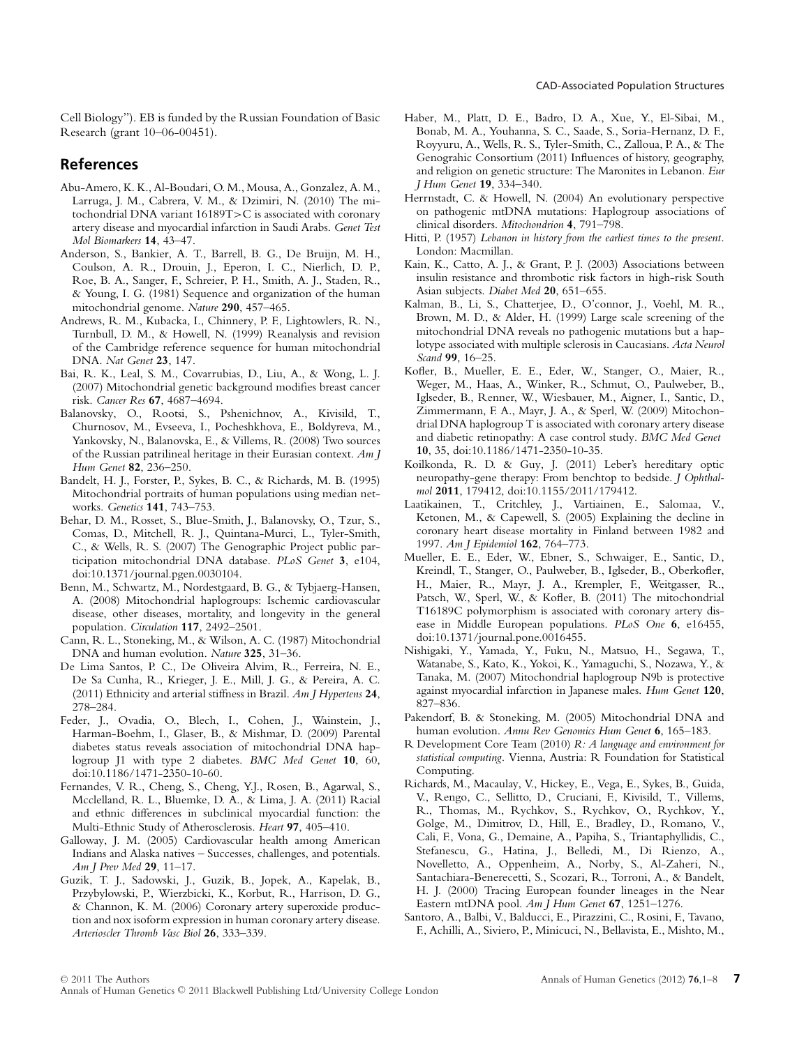Cell Biology"). EB is funded by the Russian Foundation of Basic Research (grant 10–06-00451).

## References

Abu-Amero, K. K., Al-Boudari, O. M., Mousa, A., Gonzalez, A. M., Larruga, J. M., Cabrera, V. M., & Dzimiri, N. (2010) The mitochondrial DNA variant 16189T>C is associated with coronary artery disease and myocardial infarction in Saudi Arabs. *Genet Test Mol Biomarkers* **14**, 43–47.

Anderson, S., Bankier, A. T., Barrell, B. G., De Bruijn, M. H., Coulson, A. R., Drouin, J., Eperon, I. C., Nierlich, D. P., Roe, B. A., Sanger, F., Schreier, P. H., Smith, A. J., Staden, R., & Young, I. G. (1981) Sequence and organization of the human mitochondrial genome. *Nature* **290**, 457–465.

Andrews, R. M., Kubacka, I., Chinnery, P. F., Lightowlers, R. N., Turnbull, D. M., & Howell, N. (1999) Reanalysis and revision of the Cambridge reference sequence for human mitochondrial DNA. *Nat Genet* **23**, 147.

Bai, R. K., Leal, S. M., Covarrubias, D., Liu, A., & Wong, L. J. (2007) Mitochondrial genetic background modifies breast cancer risk. *Cancer Res* **67**, 4687–4694.

Balanovsky, O., Rootsi, S., Pshenichnov, A., Kivisild, T., Churnosov, M., Evseeva, I., Pocheshkhova, E., Boldyreva, M., Yankovsky, N., Balanovska, E., & Villems, R. (2008) Two sources of the Russian patrilineal heritage in their Eurasian context. *Am J Hum Genet* **82**, 236–250.

Bandelt, H. J., Forster, P., Sykes, B. C., & Richards, M. B. (1995) Mitochondrial portraits of human populations using median networks. *Genetics* **141**, 743–753.

Behar, D. M., Rosset, S., Blue-Smith, J., Balanovsky, O., Tzur, S., Comas, D., Mitchell, R. J., Quintana-Murci, L., Tyler-Smith, C., & Wells, R. S. (2007) The Genographic Project public participation mitochondrial DNA database. *PLoS Genet* **3**, e104, doi:10.1371/journal.pgen.0030104.

Benn, M., Schwartz, M., Nordestgaard, B. G., & Tybjaerg-Hansen, A. (2008) Mitochondrial haplogroups: Ischemic cardiovascular disease, other diseases, mortality, and longevity in the general population. *Circulation* **117**, 2492–2501.

Cann, R. L., Stoneking, M., & Wilson, A. C. (1987) Mitochondrial DNA and human evolution. *Nature* **325**, 31–36.

De Lima Santos, P. C., De Oliveira Alvim, R., Ferreira, N. E., De Sa Cunha, R., Krieger, J. E., Mill, J. G., & Pereira, A. C. (2011) Ethnicity and arterial stiffness in Brazil. *Am J Hypertens* **24**, 278–284.

Feder, J., Ovadia, O., Blech, I., Cohen, J., Wainstein, J., Harman-Boehm, I., Glaser, B., & Mishmar, D. (2009) Parental diabetes status reveals association of mitochondrial DNA haplogroup J1 with type 2 diabetes. *BMC Med Genet* **10**, 60, doi:10.1186/1471-2350-10-60.

Fernandes, V. R., Cheng, S., Cheng, Y.J., Rosen, B., Agarwal, S., Mcclelland, R. L., Bluemke, D. A., & Lima, J. A. (2011) Racial and ethnic differences in subclinical myocardial function: the Multi-Ethnic Study of Atherosclerosis. *Heart* **97**, 405–410.

Galloway, J. M. (2005) Cardiovascular health among American Indians and Alaska natives – Successes, challenges, and potentials. *Am J Prev Med* **29**, 11–17.

Guzik, T. J., Sadowski, J., Guzik, B., Jopek, A., Kapelak, B., Przybylowski, P., Wierzbicki, K., Korbut, R., Harrison, D. G., & Channon, K. M. (2006) Coronary artery superoxide production and nox isoform expression in human coronary artery disease. *Arterioscler Thromb Vasc Biol* **26**, 333–339.

Haber, M., Platt, D. E., Badro, D. A., Xue, Y., El-Sibai, M., Bonab, M. A., Youhanna, S. C., Saade, S., Soria-Hernanz, D. F., Royyuru, A., Wells, R. S., Tyler-Smith, C., Zalloua, P. A., & The Genograhic Consortium (2011) Influences of history, geography, and religion on genetic structure: The Maronites in Lebanon. *Eur J Hum Genet* **19**, 334–340.

Herrnstadt, C. & Howell, N. (2004) An evolutionary perspective on pathogenic mtDNA mutations: Haplogroup associations of clinical disorders. *Mitochondrion* **4**, 791–798.

Hitti, P. (1957) *Lebanon in history from the earliest times to the present*. London: Macmillan.

Kain, K., Catto, A. J., & Grant, P. J. (2003) Associations between insulin resistance and thrombotic risk factors in high-risk South Asian subjects. *Diabet Med* **20**, 651–655.

Kalman, B., Li, S., Chatterjee, D., O'connor, J., Voehl, M. R., Brown, M. D., & Alder, H. (1999) Large scale screening of the mitochondrial DNA reveals no pathogenic mutations but a haplotype associated with multiple sclerosis in Caucasians. *Acta Neurol Scand* **99**, 16–25.

Kofler, B., Mueller, E. E., Eder, W., Stanger, O., Maier, R., Weger, M., Haas, A., Winker, R., Schmut, O., Paulweber, B., Iglseder, B., Renner, W., Wiesbauer, M., Aigner, I., Santic, D., Zimmermann, F. A., Mayr, J. A., & Sperl, W. (2009) Mitochondrial DNA haplogroup T is associated with coronary artery disease and diabetic retinopathy: A case control study. *BMC Med Genet* **10**, 35, doi:10.1186/1471-2350-10-35.

Koilkonda, R. D. & Guy, J. (2011) Leber's hereditary optic neuropathy-gene therapy: From benchtop to bedside. *J Ophthalmol* **2011**, 179412, doi:10.1155/2011/179412.

Laatikainen, T., Critchley, J., Vartiainen, E., Salomaa, V., Ketonen, M., & Capewell, S. (2005) Explaining the decline in coronary heart disease mortality in Finland between 1982 and 1997. *Am J Epidemiol* **162**, 764–773.

Mueller, E. E., Eder, W., Ebner, S., Schwaiger, E., Santic, D., Kreindl, T., Stanger, O., Paulweber, B., Iglseder, B., Oberkofler, H., Maier, R., Mayr, J. A., Krempler, F., Weitgasser, R., Patsch, W., Sperl, W., & Kofler, B. (2011) The mitochondrial T16189C polymorphism is associated with coronary artery disease in Middle European populations. *PLoS One* **6**, e16455, doi:10.1371/journal.pone.0016455.

Nishigaki, Y., Yamada, Y., Fuku, N., Matsuo, H., Segawa, T., Watanabe, S., Kato, K., Yokoi, K., Yamaguchi, S., Nozawa, Y., & Tanaka, M. (2007) Mitochondrial haplogroup N9b is protective against myocardial infarction in Japanese males. *Hum Genet* **120**, 827–836.

Pakendorf, B. & Stoneking, M. (2005) Mitochondrial DNA and human evolution. *Annu Rev Genomics Hum Genet* **6**, 165–183.

R Development Core Team (2010) *R: A language and environment for statistical computing*. Vienna, Austria: R Foundation for Statistical Computing.

Richards, M., Macaulay, V., Hickey, E., Vega, E., Sykes, B., Guida, V., Rengo, C., Sellitto, D., Cruciani, F., Kivisild, T., Villems, R., Thomas, M., Rychkov, S., Rychkov, O., Rychkov, Y., Golge, M., Dimitrov, D., Hill, E., Bradley, D., Romano, V., Cali, F., Vona, G., Demaine, A., Papiha, S., Triantaphyllidis, C., Stefanescu, G., Hatina, J., Belledi, M., Di Rienzo, A., Novelletto, A., Oppenheim, A., Norby, S., Al-Zaheri, N., Santachiara-Benerecetti, S., Scozari, R., Torroni, A., & Bandelt, H. J. (2000) Tracing European founder lineages in the Near Eastern mtDNA pool. *Am J Hum Genet* **67**, 1251–1276.

Santoro, A., Balbi, V., Balducci, E., Pirazzini, C., Rosini, F., Tavano, F., Achilli, A., Siviero, P., Minicuci, N., Bellavista, E., Mishto, M.,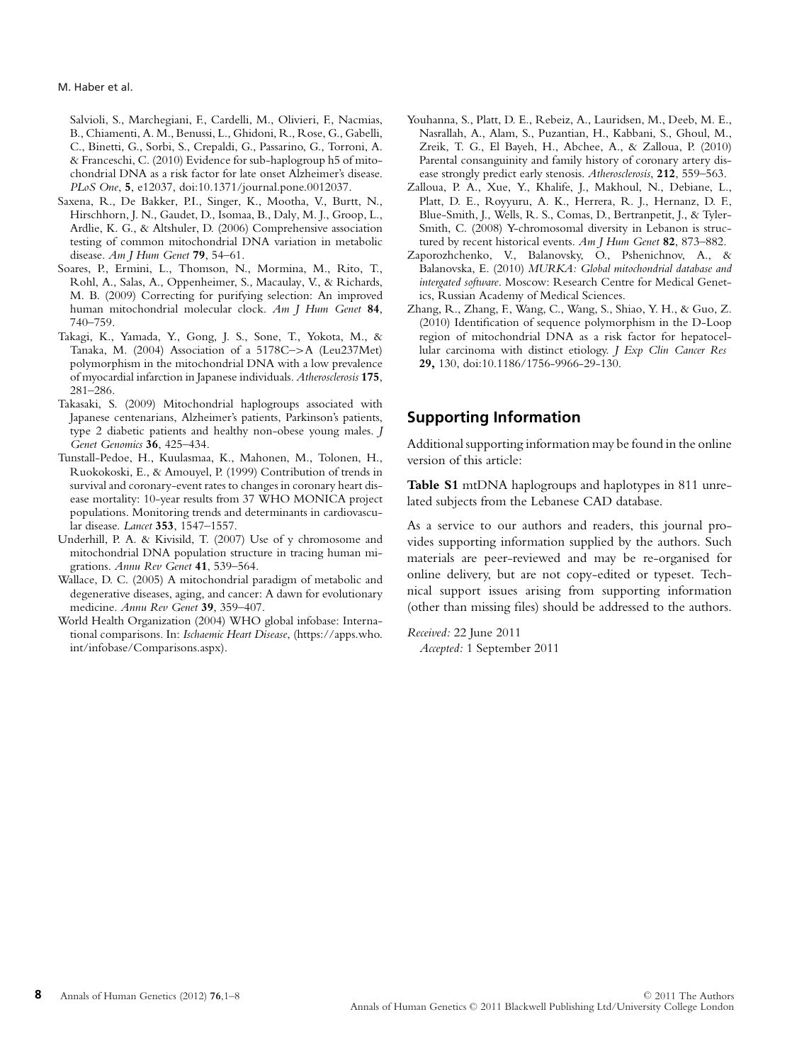Salvioli, S., Marchegiani, F., Cardelli, M., Olivieri, F., Nacmias, B., Chiamenti, A. M., Benussi, L., Ghidoni, R., Rose, G., Gabelli, C., Binetti, G., Sorbi, S., Crepaldi, G., Passarino, G., Torroni, A. & Franceschi, C. (2010) Evidence for sub-haplogroup h5 of mitochondrial DNA as a risk factor for late onset Alzheimer's disease. *PLoS One*, **5**, e12037, doi:10.1371/journal.pone.0012037.

Saxena, R., De Bakker, P.I., Singer, K., Mootha, V., Burtt, N., Hirschhorn, J. N., Gaudet, D., Isomaa, B., Daly, M. J., Groop, L., Ardlie, K. G., & Altshuler, D. (2006) Comprehensive association testing of common mitochondrial DNA variation in metabolic disease. *Am J Hum Genet* **79**, 54–61.

Soares, P., Ermini, L., Thomson, N., Mormina, M., Rito, T., Rohl, A., Salas, A., Oppenheimer, S., Macaulay, V., & Richards, M. B. (2009) Correcting for purifying selection: An improved human mitochondrial molecular clock. *Am J Hum Genet* **84**, 740–759.

Takagi, K., Yamada, Y., Gong, J. S., Sone, T., Yokota, M., & Tanaka, M. (2004) Association of a 5178C–>A (Leu237Met) polymorphism in the mitochondrial DNA with a low prevalence of myocardial infarction in Japanese individuals. *Atherosclerosis* **175**, 281–286.

Takasaki, S. (2009) Mitochondrial haplogroups associated with Japanese centenarians, Alzheimer's patients, Parkinson's patients, type 2 diabetic patients and healthy non-obese young males. *J Genet Genomics* **36**, 425–434.

Tunstall-Pedoe, H., Kuulasmaa, K., Mahonen, M., Tolonen, H., Ruokokoski, E., & Amouyel, P. (1999) Contribution of trends in survival and coronary-event rates to changes in coronary heart disease mortality: 10-year results from 37 WHO MONICA project populations. Monitoring trends and determinants in cardiovascular disease. *Lancet* **353**, 1547–1557.

Underhill, P. A. & Kivisild, T. (2007) Use of y chromosome and mitochondrial DNA population structure in tracing human migrations. *Annu Rev Genet* **41**, 539–564.

Wallace, D. C. (2005) A mitochondrial paradigm of metabolic and degenerative diseases, aging, and cancer: A dawn for evolutionary medicine. *Annu Rev Genet* **39**, 359–407.

World Health Organization (2004) WHO global infobase: International comparisons. In: *Ischaemic Heart Disease*, (https://apps.who.int/infobase/Comparisons.aspx).

Youhanna, S., Platt, D. E., Rebeiz, A., Lauridsen, M., Deeb, M. E., Nasrallah, A., Alam, S., Puzantian, H., Kabbani, S., Ghoul, M., Zreik, T. G., El Bayeh, H., Abchee, A., & Zalloua, P. (2010) Parental consanguinity and family history of coronary artery disease strongly predict early stenosis. *Atherosclerosis*, **212**, 559–563.

Zalloua, P. A., Xue, Y., Khalife, J., Makhoul, N., Debiane, L., Platt, D. E., Royyuru, A. K., Herrera, R. J., Hernanz, D. F., Blue-Smith, J., Wells, R. S., Comas, D., Bertranpetit, J., & Tyler-Smith, C. (2008) Y-chromosomal diversity in Lebanon is structured by recent historical events. *Am J Hum Genet* **82**, 873–882.

Zaporozhchenko, V., Balanovsky, O., Pshenichnov, A., & Balanovska, E. (2010) *MURKA: Global mitochondrial database and intergated software*. Moscow: Research Centre for Medical Genetics, Russian Academy of Medical Sciences.

Zhang, R., Zhang, F., Wang, C., Wang, S., Shiao, Y. H., & Guo, Z. (2010) Identification of sequence polymorphism in the D-Loop region of mitochondrial DNA as a risk factor for hepatocellular carcinoma with distinct etiology. *J Exp Clin Cancer Res* **29,** 130, doi:10.1186/1756-9966-29-130.

## Supporting Information

Additional supporting information may be found in the online version of this article:

**Table S1** mtDNA haplogroups and haplotypes in 811 unrelated subjects from the Lebanese CAD database.

As a service to our authors and readers, this journal provides supporting information supplied by the authors. Such materials are peer-reviewed and may be re-organised for online delivery, but are not copy-edited or typeset. Technical support issues arising from supporting information (other than missing files) should be addressed to the authors.

*Received:* 22 June 2011
*Accepted:* 1 September 2011